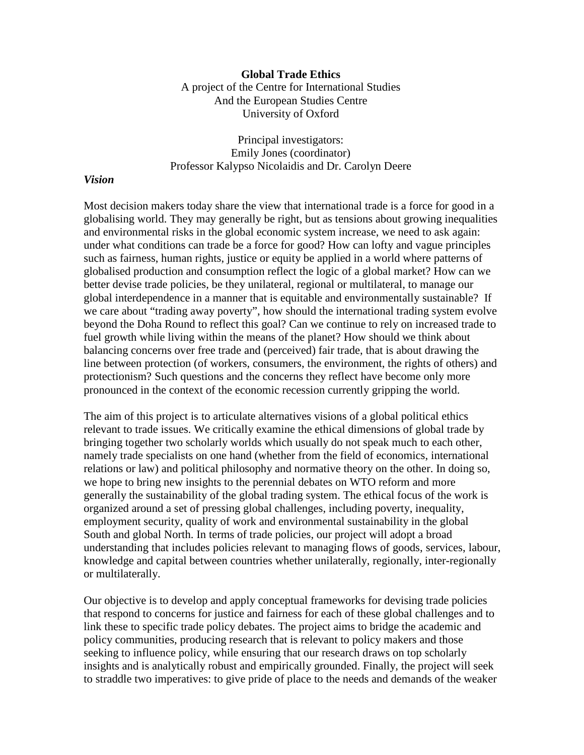**Global Trade Ethics**

A project of the Centre for International Studies
And the European Studies Centre
University of Oxford

Principal investigators:
Emily Jones (coordinator)
Professor Kalypso Nicolaidis and Dr. Carolyn Deere

***Vision***

Most decision makers today share the view that international trade is a force for good in a globalising world. They may generally be right, but as tensions about growing inequalities and environmental risks in the global economic system increase, we need to ask again: under what conditions can trade be a force for good? How can lofty and vague principles such as fairness, human rights, justice or equity be applied in a world where patterns of globalised production and consumption reflect the logic of a global market? How can we better devise trade policies, be they unilateral, regional or multilateral, to manage our global interdependence in a manner that is equitable and environmentally sustainable? If we care about "trading away poverty", how should the international trading system evolve beyond the Doha Round to reflect this goal? Can we continue to rely on increased trade to fuel growth while living within the means of the planet? How should we think about balancing concerns over free trade and (perceived) fair trade, that is about drawing the line between protection (of workers, consumers, the environment, the rights of others) and protectionism? Such questions and the concerns they reflect have become only more pronounced in the context of the economic recession currently gripping the world.

The aim of this project is to articulate alternatives visions of a global political ethics relevant to trade issues. We critically examine the ethical dimensions of global trade by bringing together two scholarly worlds which usually do not speak much to each other, namely trade specialists on one hand (whether from the field of economics, international relations or law) and political philosophy and normative theory on the other. In doing so, we hope to bring new insights to the perennial debates on WTO reform and more generally the sustainability of the global trading system. The ethical focus of the work is organized around a set of pressing global challenges, including poverty, inequality, employment security, quality of work and environmental sustainability in the global South and global North. In terms of trade policies, our project will adopt a broad understanding that includes policies relevant to managing flows of goods, services, labour, knowledge and capital between countries whether unilaterally, regionally, inter-regionally or multilaterally.

Our objective is to develop and apply conceptual frameworks for devising trade policies that respond to concerns for justice and fairness for each of these global challenges and to link these to specific trade policy debates. The project aims to bridge the academic and policy communities, producing research that is relevant to policy makers and those seeking to influence policy, while ensuring that our research draws on top scholarly insights and is analytically robust and empirically grounded. Finally, the project will seek to straddle two imperatives: to give pride of place to the needs and demands of the weaker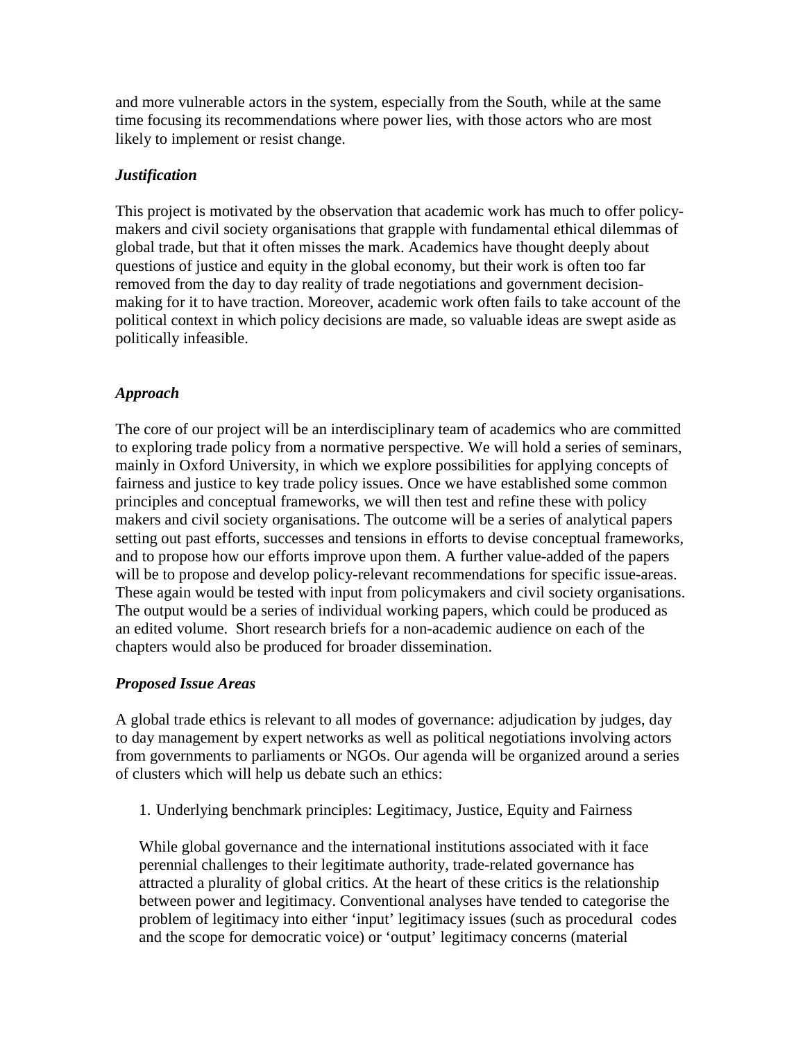and more vulnerable actors in the system, especially from the South, while at the same time focusing its recommendations where power lies, with those actors who are most likely to implement or resist change.

### *Justification*

This project is motivated by the observation that academic work has much to offer policy-makers and civil society organisations that grapple with fundamental ethical dilemmas of global trade, but that it often misses the mark. Academics have thought deeply about questions of justice and equity in the global economy, but their work is often too far removed from the day to day reality of trade negotiations and government decision-making for it to have traction. Moreover, academic work often fails to take account of the political context in which policy decisions are made, so valuable ideas are swept aside as politically infeasible.

### *Approach*

The core of our project will be an interdisciplinary team of academics who are committed to exploring trade policy from a normative perspective. We will hold a series of seminars, mainly in Oxford University, in which we explore possibilities for applying concepts of fairness and justice to key trade policy issues. Once we have established some common principles and conceptual frameworks, we will then test and refine these with policy makers and civil society organisations. The outcome will be a series of analytical papers setting out past efforts, successes and tensions in efforts to devise conceptual frameworks, and to propose how our efforts improve upon them. A further value-added of the papers will be to propose and develop policy-relevant recommendations for specific issue-areas. These again would be tested with input from policymakers and civil society organisations. The output would be a series of individual working papers, which could be produced as an edited volume. Short research briefs for a non-academic audience on each of the chapters would also be produced for broader dissemination.

### *Proposed Issue Areas*

A global trade ethics is relevant to all modes of governance: adjudication by judges, day to day management by expert networks as well as political negotiations involving actors from governments to parliaments or NGOs. Our agenda will be organized around a series of clusters which will help us debate such an ethics:

1. Underlying benchmark principles: Legitimacy, Justice, Equity and Fairness

   While global governance and the international institutions associated with it face perennial challenges to their legitimate authority, trade-related governance has attracted a plurality of global critics. At the heart of these critics is the relationship between power and legitimacy. Conventional analyses have tended to categorise the problem of legitimacy into either 'input' legitimacy issues (such as procedural codes and the scope for democratic voice) or 'output' legitimacy concerns (material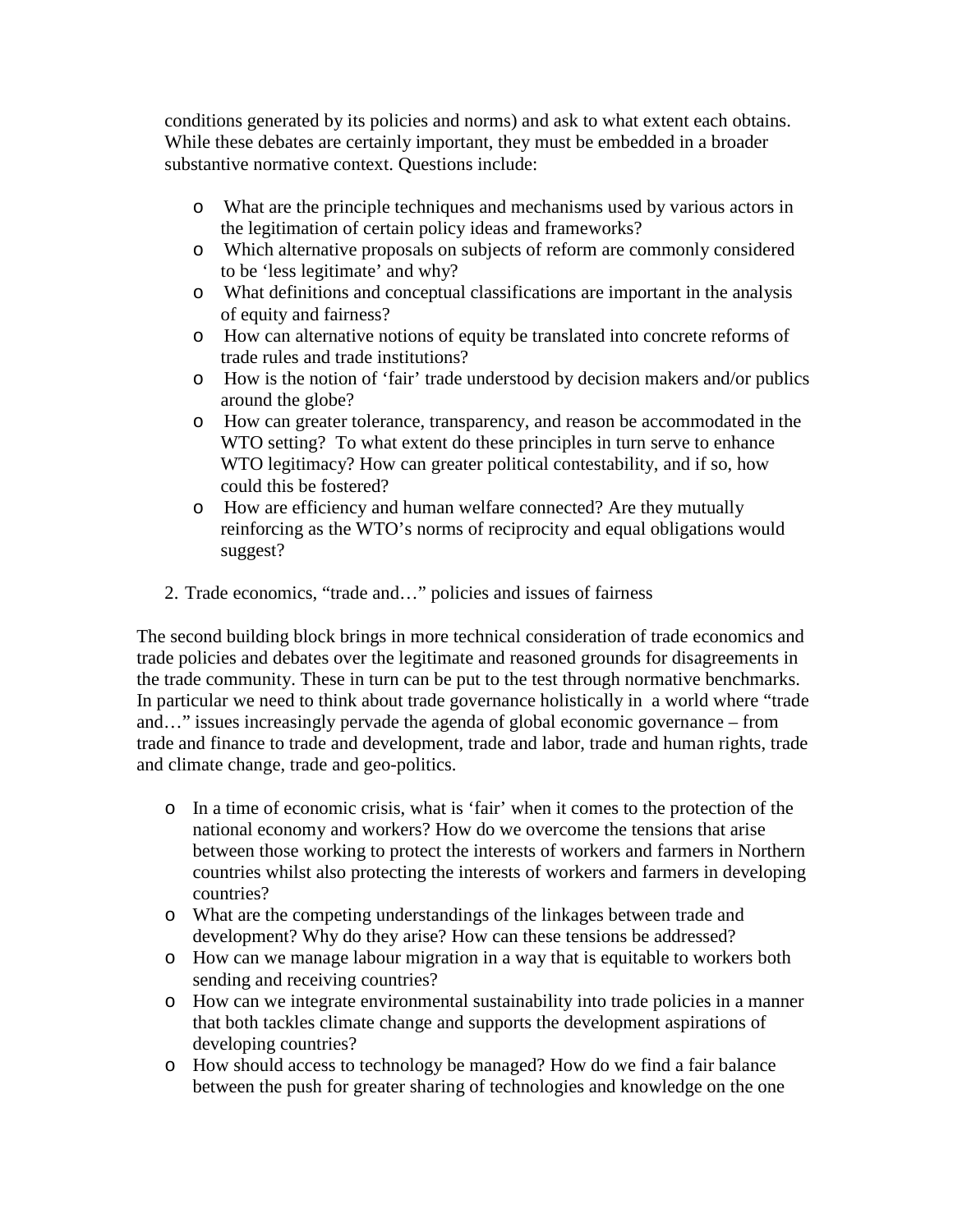conditions generated by its policies and norms) and ask to what extent each obtains. While these debates are certainly important, they must be embedded in a broader substantive normative context. Questions include:

- What are the principle techniques and mechanisms used by various actors in the legitimation of certain policy ideas and frameworks?
- Which alternative proposals on subjects of reform are commonly considered to be 'less legitimate' and why?
- What definitions and conceptual classifications are important in the analysis of equity and fairness?
- How can alternative notions of equity be translated into concrete reforms of trade rules and trade institutions?
- How is the notion of 'fair' trade understood by decision makers and/or publics around the globe?
- How can greater tolerance, transparency, and reason be accommodated in the WTO setting? To what extent do these principles in turn serve to enhance WTO legitimacy? How can greater political contestability, and if so, how could this be fostered?
- How are efficiency and human welfare connected? Are they mutually reinforcing as the WTO's norms of reciprocity and equal obligations would suggest?

2. Trade economics, "trade and…" policies and issues of fairness

The second building block brings in more technical consideration of trade economics and trade policies and debates over the legitimate and reasoned grounds for disagreements in the trade community. These in turn can be put to the test through normative benchmarks. In particular we need to think about trade governance holistically in a world where "trade and…" issues increasingly pervade the agenda of global economic governance – from trade and finance to trade and development, trade and labor, trade and human rights, trade and climate change, trade and geo-politics.

- In a time of economic crisis, what is 'fair' when it comes to the protection of the national economy and workers? How do we overcome the tensions that arise between those working to protect the interests of workers and farmers in Northern countries whilst also protecting the interests of workers and farmers in developing countries?
- What are the competing understandings of the linkages between trade and development? Why do they arise? How can these tensions be addressed?
- How can we manage labour migration in a way that is equitable to workers both sending and receiving countries?
- How can we integrate environmental sustainability into trade policies in a manner that both tackles climate change and supports the development aspirations of developing countries?
- How should access to technology be managed? How do we find a fair balance between the push for greater sharing of technologies and knowledge on the one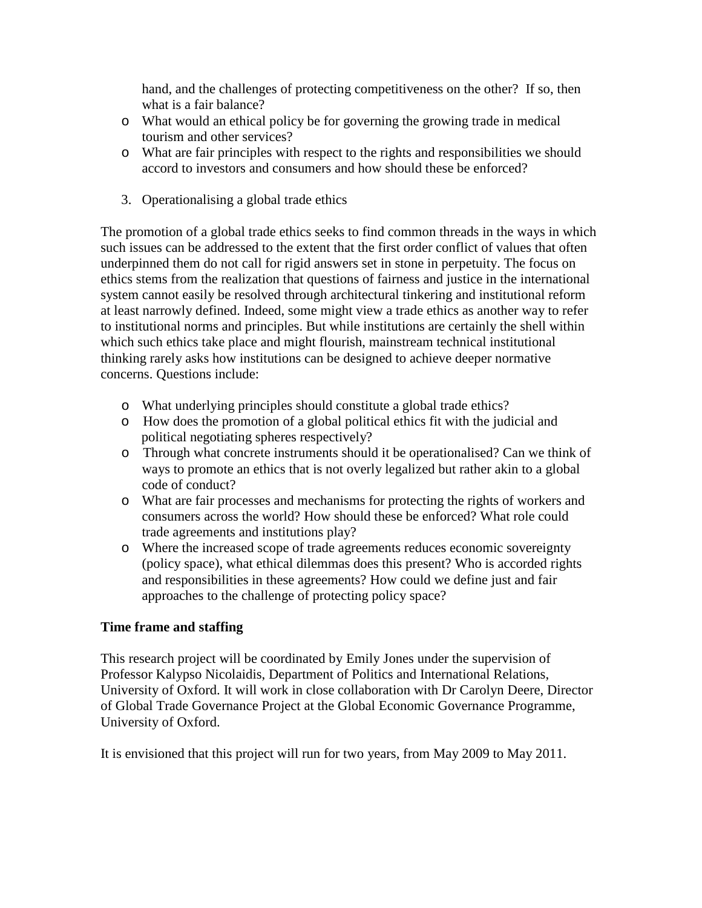hand, and the challenges of protecting competitiveness on the other? If so, then what is a fair balance?
- What would an ethical policy be for governing the growing trade in medical tourism and other services?
- What are fair principles with respect to the rights and responsibilities we should accord to investors and consumers and how should these be enforced?

3. Operationalising a global trade ethics

The promotion of a global trade ethics seeks to find common threads in the ways in which such issues can be addressed to the extent that the first order conflict of values that often underpinned them do not call for rigid answers set in stone in perpetuity. The focus on ethics stems from the realization that questions of fairness and justice in the international system cannot easily be resolved through architectural tinkering and institutional reform at least narrowly defined. Indeed, some might view a trade ethics as another way to refer to institutional norms and principles. But while institutions are certainly the shell within which such ethics take place and might flourish, mainstream technical institutional thinking rarely asks how institutions can be designed to achieve deeper normative concerns. Questions include:

- What underlying principles should constitute a global trade ethics?
- How does the promotion of a global political ethics fit with the judicial and political negotiating spheres respectively?
- Through what concrete instruments should it be operationalised? Can we think of ways to promote an ethics that is not overly legalized but rather akin to a global code of conduct?
- What are fair processes and mechanisms for protecting the rights of workers and consumers across the world? How should these be enforced? What role could trade agreements and institutions play?
- Where the increased scope of trade agreements reduces economic sovereignty (policy space), what ethical dilemmas does this present? Who is accorded rights and responsibilities in these agreements? How could we define just and fair approaches to the challenge of protecting policy space?

**Time frame and staffing**

This research project will be coordinated by Emily Jones under the supervision of Professor Kalypso Nicolaidis, Department of Politics and International Relations, University of Oxford. It will work in close collaboration with Dr Carolyn Deere, Director of Global Trade Governance Project at the Global Economic Governance Programme, University of Oxford.

It is envisioned that this project will run for two years, from May 2009 to May 2011.